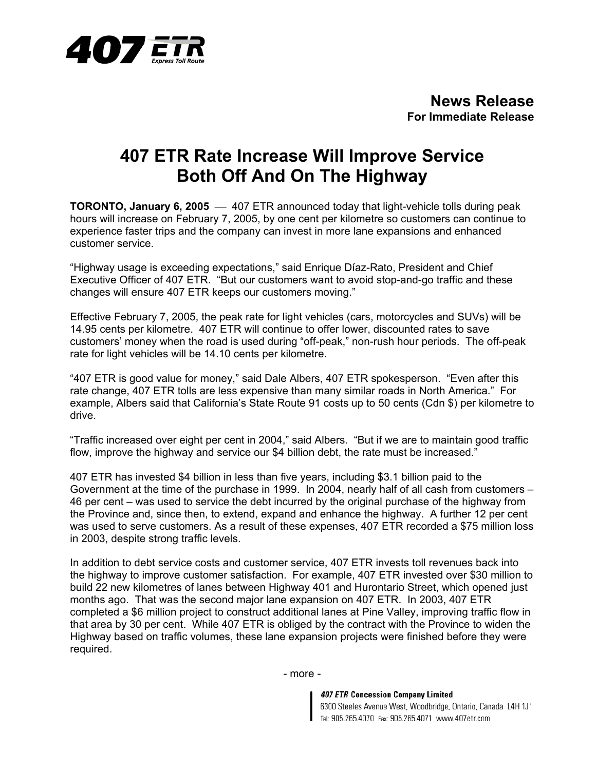407 ETR Express Toll Route

**News Release**
**For Immediate Release**

# 407 ETR Rate Increase Will Improve Service Both Off And On The Highway

**TORONTO, January 6, 2005** — 407 ETR announced today that light-vehicle tolls during peak hours will increase on February 7, 2005, by one cent per kilometre so customers can continue to experience faster trips and the company can invest in more lane expansions and enhanced customer service.

"Highway usage is exceeding expectations," said Enrique Díaz-Rato, President and Chief Executive Officer of 407 ETR. "But our customers want to avoid stop-and-go traffic and these changes will ensure 407 ETR keeps our customers moving."

Effective February 7, 2005, the peak rate for light vehicles (cars, motorcycles and SUVs) will be 14.95 cents per kilometre. 407 ETR will continue to offer lower, discounted rates to save customers' money when the road is used during "off-peak," non-rush hour periods. The off-peak rate for light vehicles will be 14.10 cents per kilometre.

"407 ETR is good value for money," said Dale Albers, 407 ETR spokesperson. "Even after this rate change, 407 ETR tolls are less expensive than many similar roads in North America." For example, Albers said that California's State Route 91 costs up to 50 cents (Cdn $) per kilometre to drive.

"Traffic increased over eight per cent in 2004," said Albers. "But if we are to maintain good traffic flow, improve the highway and service our $4 billion debt, the rate must be increased."

407 ETR has invested $4 billion in less than five years, including $3.1 billion paid to the Government at the time of the purchase in 1999. In 2004, nearly half of all cash from customers – 46 per cent – was used to service the debt incurred by the original purchase of the highway from the Province and, since then, to extend, expand and enhance the highway. A further 12 per cent was used to serve customers. As a result of these expenses, 407 ETR recorded a $75 million loss in 2003, despite strong traffic levels.

In addition to debt service costs and customer service, 407 ETR invests toll revenues back into the highway to improve customer satisfaction. For example, 407 ETR invested over $30 million to build 22 new kilometres of lanes between Highway 401 and Hurontario Street, which opened just months ago. That was the second major lane expansion on 407 ETR. In 2003, 407 ETR completed a $6 million project to construct additional lanes at Pine Valley, improving traffic flow in that area by 30 per cent. While 407 ETR is obliged by the contract with the Province to widen the Highway based on traffic volumes, these lane expansion projects were finished before they were required.

- more -

**407 ETR Concession Company Limited**
6300 Steeles Avenue West, Woodbridge, Ontario, Canada L4H 1J1
Tel: 905.265.4070 Fax: 905.265.4071 www.407etr.com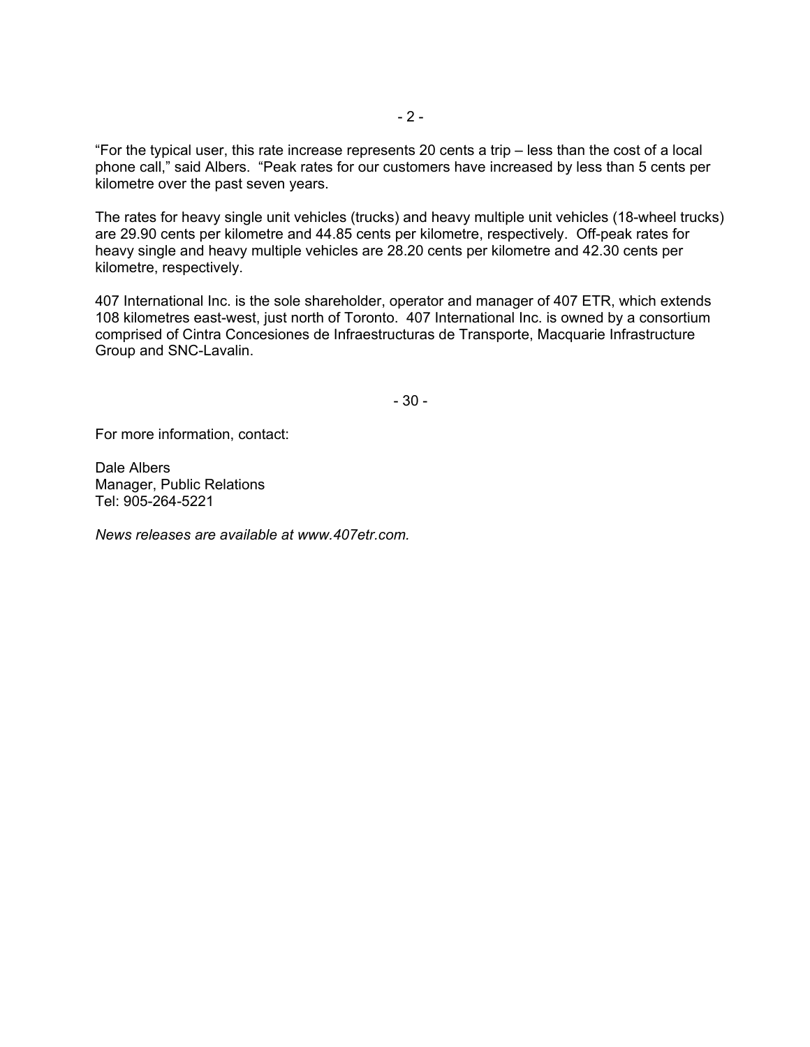"For the typical user, this rate increase represents 20 cents a trip – less than the cost of a local phone call," said Albers. "Peak rates for our customers have increased by less than 5 cents per kilometre over the past seven years.

The rates for heavy single unit vehicles (trucks) and heavy multiple unit vehicles (18-wheel trucks) are 29.90 cents per kilometre and 44.85 cents per kilometre, respectively. Off-peak rates for heavy single and heavy multiple vehicles are 28.20 cents per kilometre and 42.30 cents per kilometre, respectively.

407 International Inc. is the sole shareholder, operator and manager of 407 ETR, which extends 108 kilometres east-west, just north of Toronto. 407 International Inc. is owned by a consortium comprised of Cintra Concesiones de Infraestructuras de Transporte, Macquarie Infrastructure Group and SNC-Lavalin.

- 30 -

For more information, contact:

Dale Albers
Manager, Public Relations
Tel: 905-264-5221

*News releases are available at www.407etr.com.*